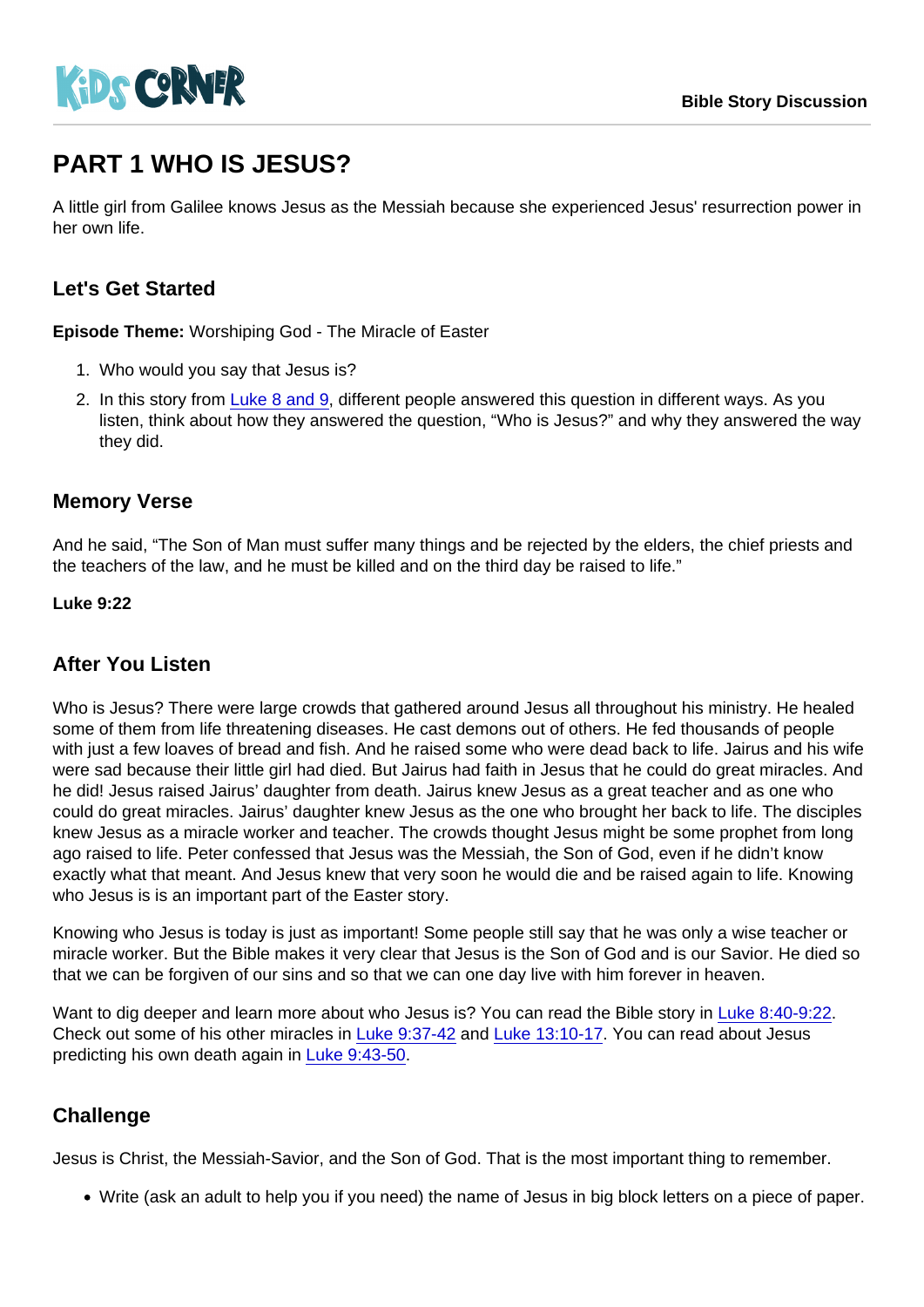KIDS CORNER

Bible Story Discussion

# PART 1 WHO IS JESUS?

A little girl from Galilee knows Jesus as the Messiah because she experienced Jesus' resurrection power in her own life.

## Let's Get Started

**Episode Theme:** Worshiping God - The Miracle of Easter

1. Who would you say that Jesus is?
2. In this story from Luke 8 and 9, different people answered this question in different ways. As you listen, think about how they answered the question, "Who is Jesus?" and why they answered the way they did.

## Memory Verse

And he said, "The Son of Man must suffer many things and be rejected by the elders, the chief priests and the teachers of the law, and he must be killed and on the third day be raised to life."

**Luke 9:22**

## After You Listen

Who is Jesus? There were large crowds that gathered around Jesus all throughout his ministry. He healed some of them from life threatening diseases. He cast demons out of others. He fed thousands of people with just a few loaves of bread and fish. And he raised some who were dead back to life. Jairus and his wife were sad because their little girl had died. But Jairus had faith in Jesus that he could do great miracles. And he did! Jesus raised Jairus' daughter from death. Jairus knew Jesus as a great teacher and as one who could do great miracles. Jairus' daughter knew Jesus as the one who brought her back to life. The disciples knew Jesus as a miracle worker and teacher. The crowds thought Jesus might be some prophet from long ago raised to life. Peter confessed that Jesus was the Messiah, the Son of God, even if he didn't know exactly what that meant. And Jesus knew that very soon he would die and be raised again to life. Knowing who Jesus is is an important part of the Easter story.

Knowing who Jesus is today is just as important! Some people still say that he was only a wise teacher or miracle worker. But the Bible makes it very clear that Jesus is the Son of God and is our Savior. He died so that we can be forgiven of our sins and so that we can one day live with him forever in heaven.

Want to dig deeper and learn more about who Jesus is? You can read the Bible story in Luke 8:40-9:22. Check out some of his other miracles in Luke 9:37-42 and Luke 13:10-17. You can read about Jesus predicting his own death again in Luke 9:43-50.

## Challenge

Jesus is Christ, the Messiah-Savior, and the Son of God. That is the most important thing to remember.

- Write (ask an adult to help you if you need) the name of Jesus in big block letters on a piece of paper.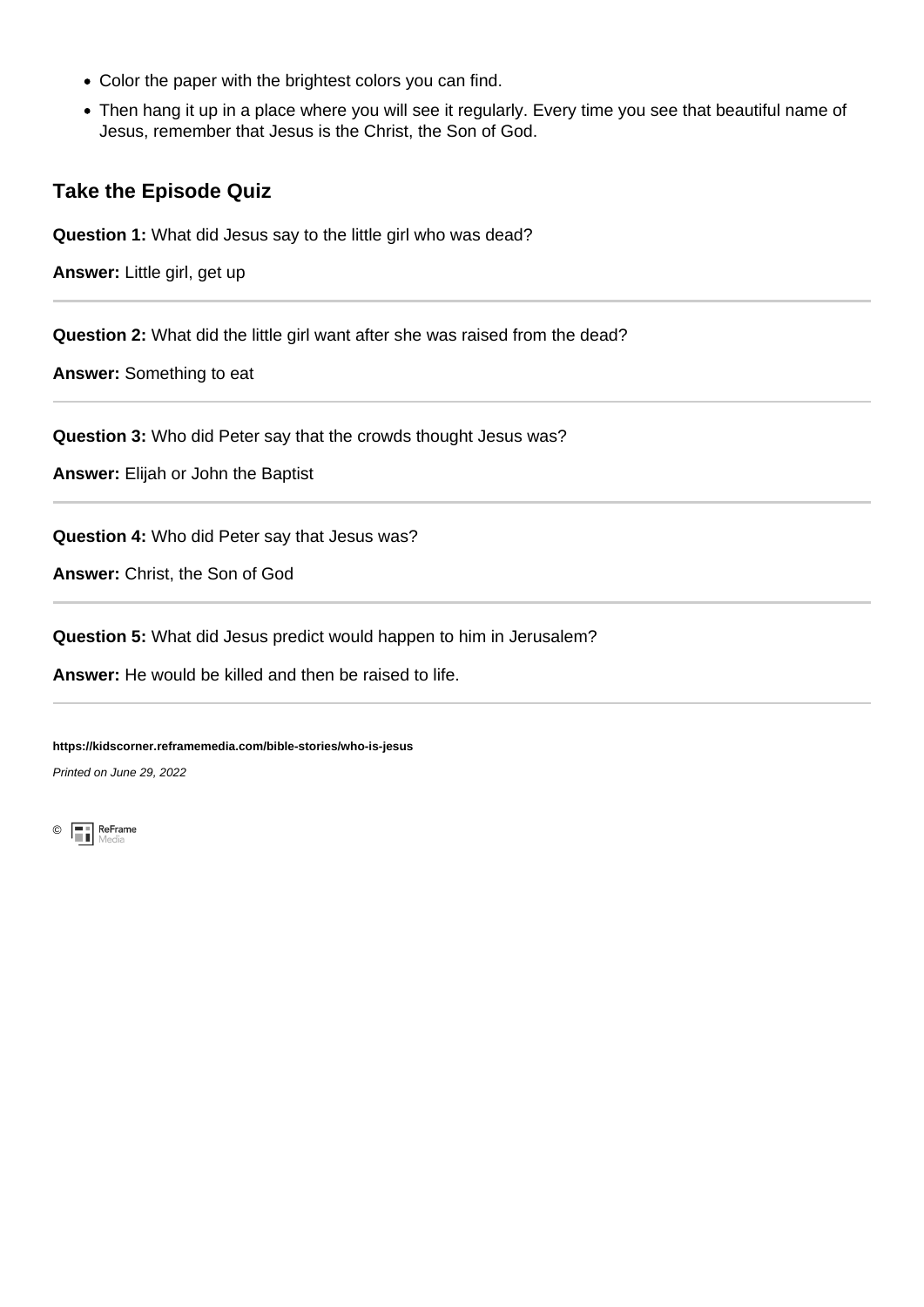- Color the paper with the brightest colors you can find.
- Then hang it up in a place where you will see it regularly. Every time you see that beautiful name of Jesus, remember that Jesus is the Christ, the Son of God.

### Take the Episode Quiz

**Question 1:** What did Jesus say to the little girl who was dead?

**Answer:** Little girl, get up

---

**Question 2:** What did the little girl want after she was raised from the dead?

**Answer:** Something to eat

---

**Question 3:** Who did Peter say that the crowds thought Jesus was?

**Answer:** Elijah or John the Baptist

---

**Question 4:** Who did Peter say that Jesus was?

**Answer:** Christ, the Son of God

---

**Question 5:** What did Jesus predict would happen to him in Jerusalem?

**Answer:** He would be killed and then be raised to life.

---

**https://kidscorner.reframemedia.com/bible-stories/who-is-jesus**

*Printed on June 29, 2022*

© ReFrame Media